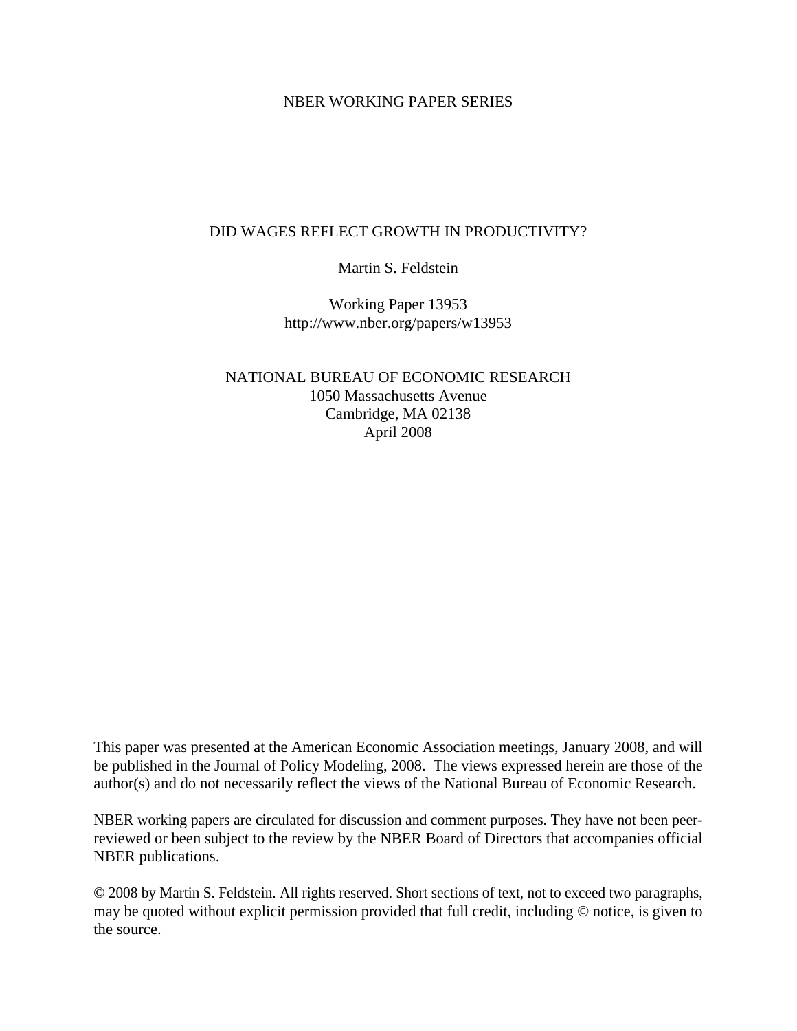NBER WORKING PAPER SERIES

# DID WAGES REFLECT GROWTH IN PRODUCTIVITY?

Martin S. Feldstein

Working Paper 13953
http://www.nber.org/papers/w13953

NATIONAL BUREAU OF ECONOMIC RESEARCH
1050 Massachusetts Avenue
Cambridge, MA 02138
April 2008

This paper was presented at the American Economic Association meetings, January 2008, and will be published in the Journal of Policy Modeling, 2008. The views expressed herein are those of the author(s) and do not necessarily reflect the views of the National Bureau of Economic Research.

NBER working papers are circulated for discussion and comment purposes. They have not been peer-reviewed or been subject to the review by the NBER Board of Directors that accompanies official NBER publications.

© 2008 by Martin S. Feldstein. All rights reserved. Short sections of text, not to exceed two paragraphs, may be quoted without explicit permission provided that full credit, including © notice, is given to the source.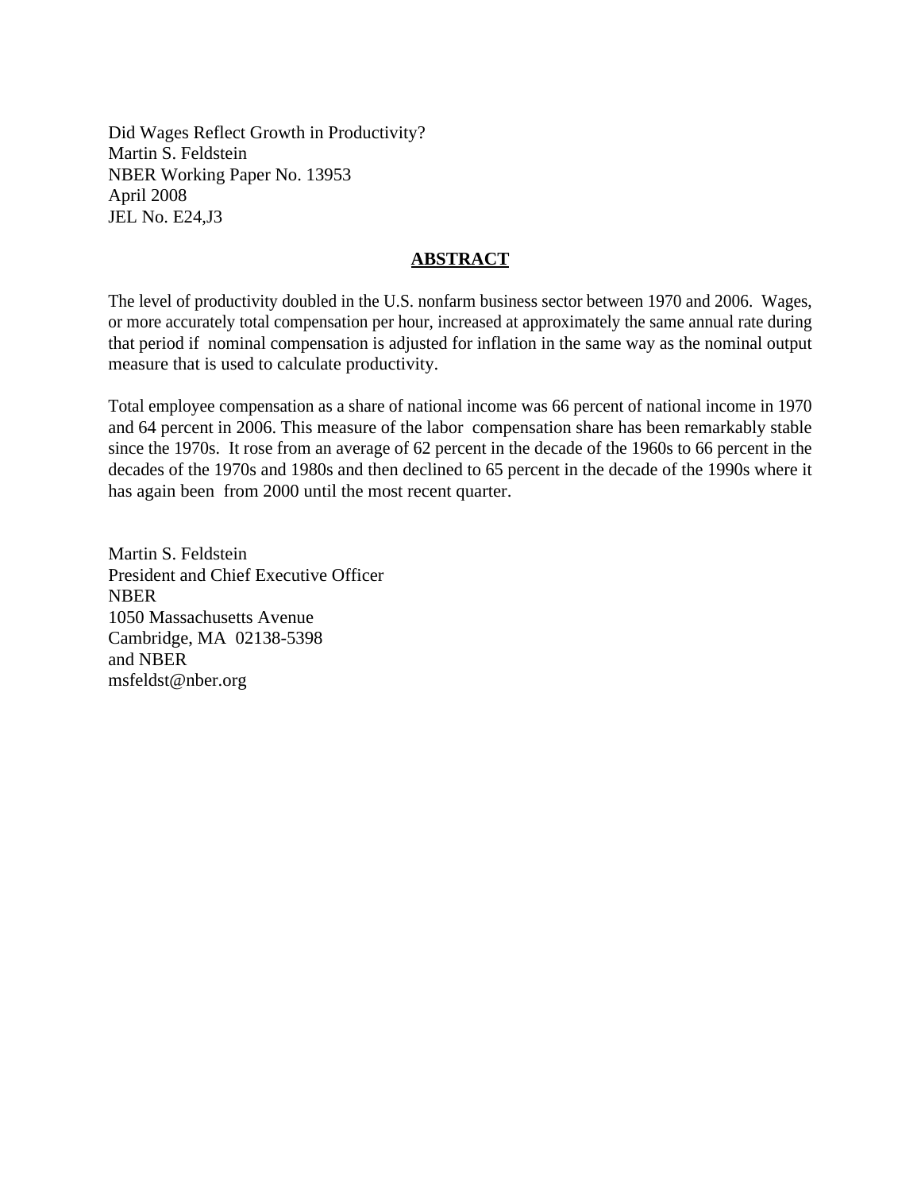Did Wages Reflect Growth in Productivity?
Martin S. Feldstein
NBER Working Paper No. 13953
April 2008
JEL No. E24,J3

## ABSTRACT

The level of productivity doubled in the U.S. nonfarm business sector between 1970 and 2006. Wages, or more accurately total compensation per hour, increased at approximately the same annual rate during that period if nominal compensation is adjusted for inflation in the same way as the nominal output measure that is used to calculate productivity.

Total employee compensation as a share of national income was 66 percent of national income in 1970 and 64 percent in 2006. This measure of the labor compensation share has been remarkably stable since the 1970s. It rose from an average of 62 percent in the decade of the 1960s to 66 percent in the decades of the 1970s and 1980s and then declined to 65 percent in the decade of the 1990s where it has again been from 2000 until the most recent quarter.

Martin S. Feldstein
President and Chief Executive Officer
NBER
1050 Massachusetts Avenue
Cambridge, MA 02138-5398
and NBER
msfeldst@nber.org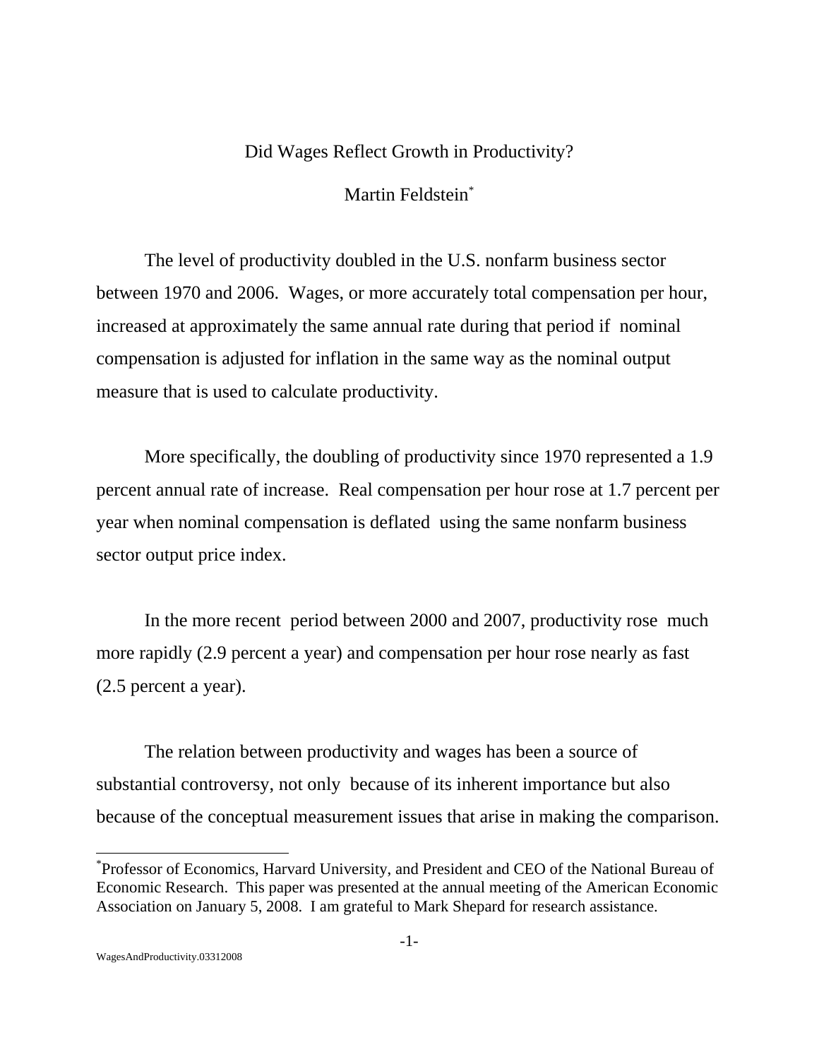Did Wages Reflect Growth in Productivity?

Martin Feldstein*

The level of productivity doubled in the U.S. nonfarm business sector between 1970 and 2006. Wages, or more accurately total compensation per hour, increased at approximately the same annual rate during that period if nominal compensation is adjusted for inflation in the same way as the nominal output measure that is used to calculate productivity.

More specifically, the doubling of productivity since 1970 represented a 1.9 percent annual rate of increase. Real compensation per hour rose at 1.7 percent per year when nominal compensation is deflated using the same nonfarm business sector output price index.

In the more recent period between 2000 and 2007, productivity rose much more rapidly (2.9 percent a year) and compensation per hour rose nearly as fast (2.5 percent a year).

The relation between productivity and wages has been a source of substantial controversy, not only because of its inherent importance but also because of the conceptual measurement issues that arise in making the comparison.

---

*Professor of Economics, Harvard University, and President and CEO of the National Bureau of Economic Research. This paper was presented at the annual meeting of the American Economic Association on January 5, 2008. I am grateful to Mark Shepard for research assistance.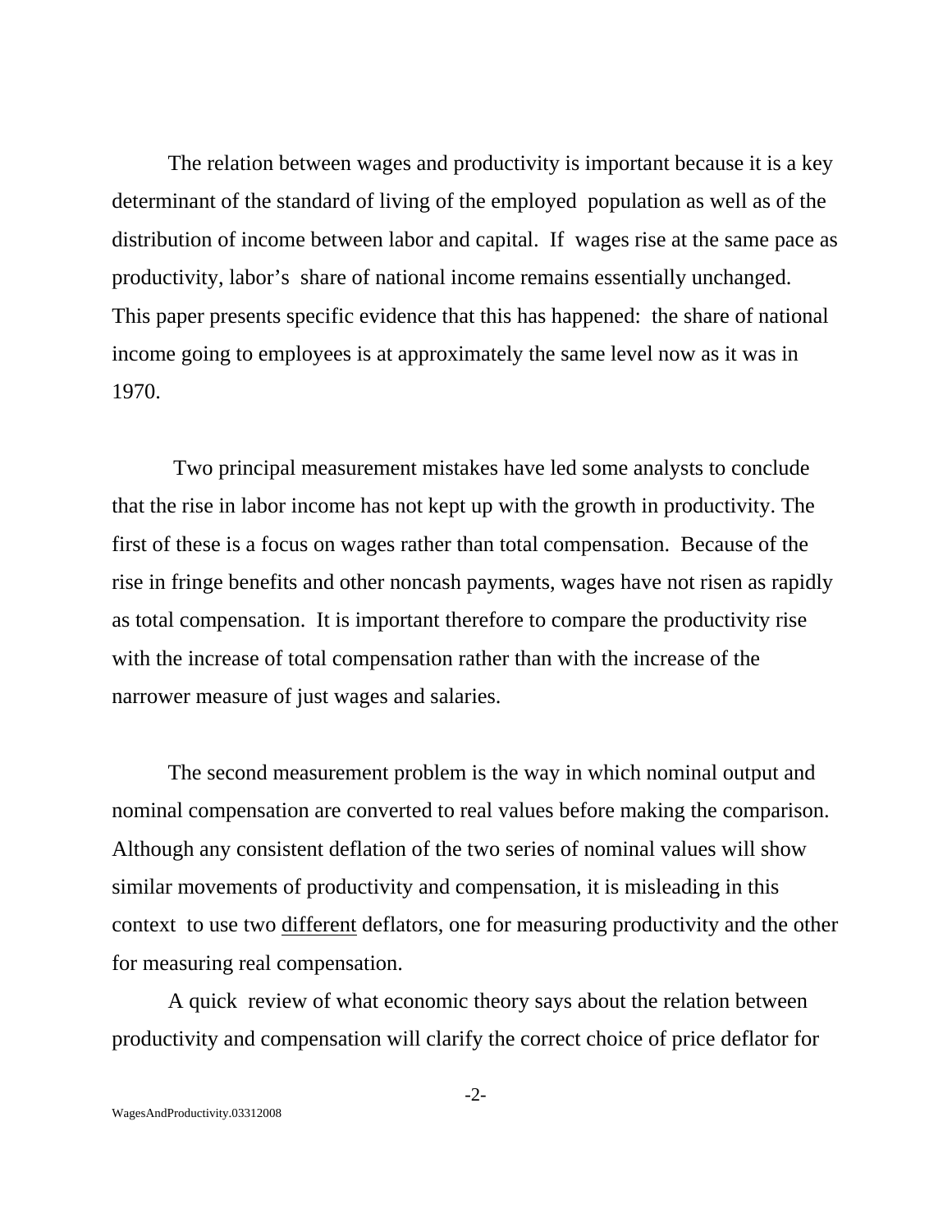The relation between wages and productivity is important because it is a key determinant of the standard of living of the employed population as well as of the distribution of income between labor and capital. If wages rise at the same pace as productivity, labor's share of national income remains essentially unchanged. This paper presents specific evidence that this has happened: the share of national income going to employees is at approximately the same level now as it was in 1970.

Two principal measurement mistakes have led some analysts to conclude that the rise in labor income has not kept up with the growth in productivity. The first of these is a focus on wages rather than total compensation. Because of the rise in fringe benefits and other noncash payments, wages have not risen as rapidly as total compensation. It is important therefore to compare the productivity rise with the increase of total compensation rather than with the increase of the narrower measure of just wages and salaries.

The second measurement problem is the way in which nominal output and nominal compensation are converted to real values before making the comparison. Although any consistent deflation of the two series of nominal values will show similar movements of productivity and compensation, it is misleading in this context to use two <u>different</u> deflators, one for measuring productivity and the other for measuring real compensation.

A quick review of what economic theory says about the relation between productivity and compensation will clarify the correct choice of price deflator for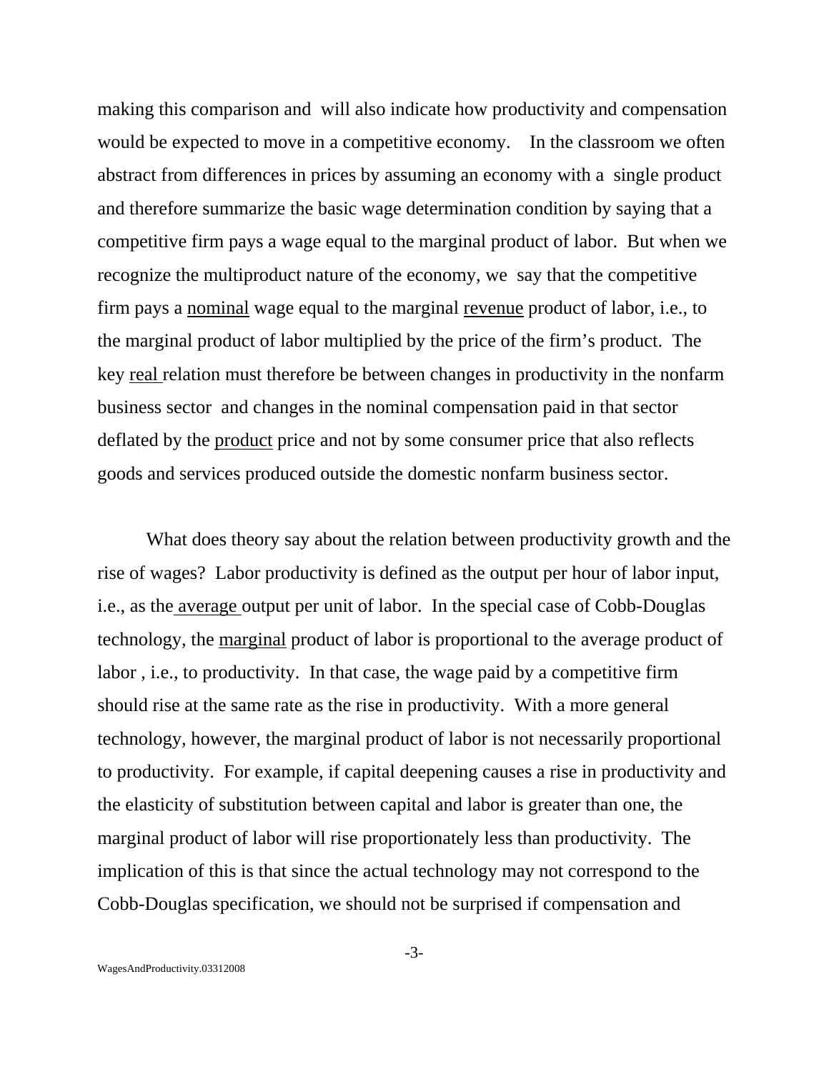making this comparison and will also indicate how productivity and compensation would be expected to move in a competitive economy. In the classroom we often abstract from differences in prices by assuming an economy with a single product and therefore summarize the basic wage determination condition by saying that a competitive firm pays a wage equal to the marginal product of labor. But when we recognize the multiproduct nature of the economy, we say that the competitive firm pays a <u>nominal</u> wage equal to the marginal <u>revenue</u> product of labor, i.e., to the marginal product of labor multiplied by the price of the firm's product. The key <u>real</u> relation must therefore be between changes in productivity in the nonfarm business sector and changes in the nominal compensation paid in that sector deflated by the <u>product</u> price and not by some consumer price that also reflects goods and services produced outside the domestic nonfarm business sector.

What does theory say about the relation between productivity growth and the rise of wages? Labor productivity is defined as the output per hour of labor input, i.e., as the <u>average</u> output per unit of labor. In the special case of Cobb-Douglas technology, the <u>marginal</u> product of labor is proportional to the average product of labor , i.e., to productivity. In that case, the wage paid by a competitive firm should rise at the same rate as the rise in productivity. With a more general technology, however, the marginal product of labor is not necessarily proportional to productivity. For example, if capital deepening causes a rise in productivity and the elasticity of substitution between capital and labor is greater than one, the marginal product of labor will rise proportionately less than productivity. The implication of this is that since the actual technology may not correspond to the Cobb-Douglas specification, we should not be surprised if compensation and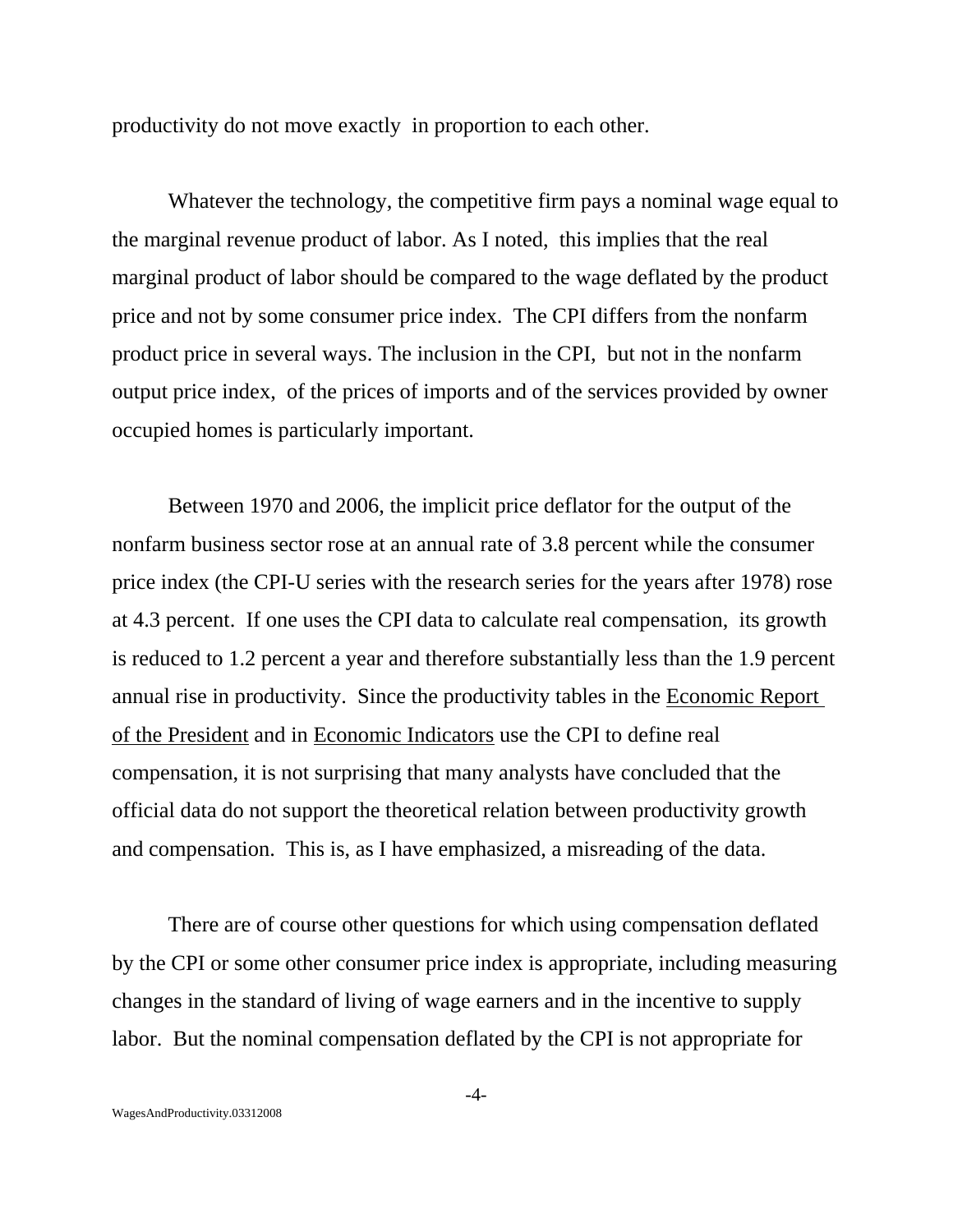productivity do not move exactly in proportion to each other.

Whatever the technology, the competitive firm pays a nominal wage equal to the marginal revenue product of labor. As I noted, this implies that the real marginal product of labor should be compared to the wage deflated by the product price and not by some consumer price index. The CPI differs from the nonfarm product price in several ways. The inclusion in the CPI, but not in the nonfarm output price index, of the prices of imports and of the services provided by owner occupied homes is particularly important.

Between 1970 and 2006, the implicit price deflator for the output of the nonfarm business sector rose at an annual rate of 3.8 percent while the consumer price index (the CPI-U series with the research series for the years after 1978) rose at 4.3 percent. If one uses the CPI data to calculate real compensation, its growth is reduced to 1.2 percent a year and therefore substantially less than the 1.9 percent annual rise in productivity. Since the productivity tables in the <u>Economic Report of the President</u> and in <u>Economic Indicators</u> use the CPI to define real compensation, it is not surprising that many analysts have concluded that the official data do not support the theoretical relation between productivity growth and compensation. This is, as I have emphasized, a misreading of the data.

There are of course other questions for which using compensation deflated by the CPI or some other consumer price index is appropriate, including measuring changes in the standard of living of wage earners and in the incentive to supply labor. But the nominal compensation deflated by the CPI is not appropriate for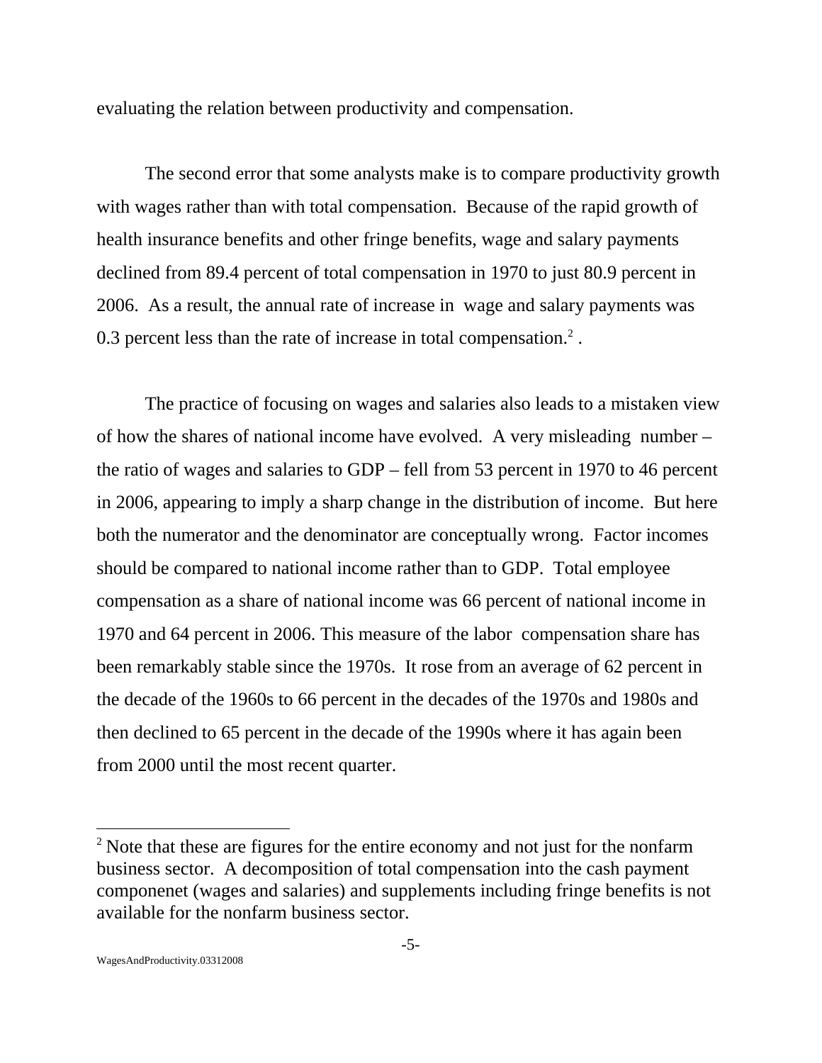evaluating the relation between productivity and compensation.

The second error that some analysts make is to compare productivity growth with wages rather than with total compensation. Because of the rapid growth of health insurance benefits and other fringe benefits, wage and salary payments declined from 89.4 percent of total compensation in 1970 to just 80.9 percent in 2006. As a result, the annual rate of increase in wage and salary payments was 0.3 percent less than the rate of increase in total compensation.[2] .

The practice of focusing on wages and salaries also leads to a mistaken view of how the shares of national income have evolved. A very misleading number – the ratio of wages and salaries to GDP – fell from 53 percent in 1970 to 46 percent in 2006, appearing to imply a sharp change in the distribution of income. But here both the numerator and the denominator are conceptually wrong. Factor incomes should be compared to national income rather than to GDP. Total employee compensation as a share of national income was 66 percent of national income in 1970 and 64 percent in 2006. This measure of the labor compensation share has been remarkably stable since the 1970s. It rose from an average of 62 percent in the decade of the 1960s to 66 percent in the decades of the 1970s and 1980s and then declined to 65 percent in the decade of the 1990s where it has again been from 2000 until the most recent quarter.

---

[2] Note that these are figures for the entire economy and not just for the nonfarm business sector. A decomposition of total compensation into the cash payment componenet (wages and salaries) and supplements including fringe benefits is not available for the nonfarm business sector.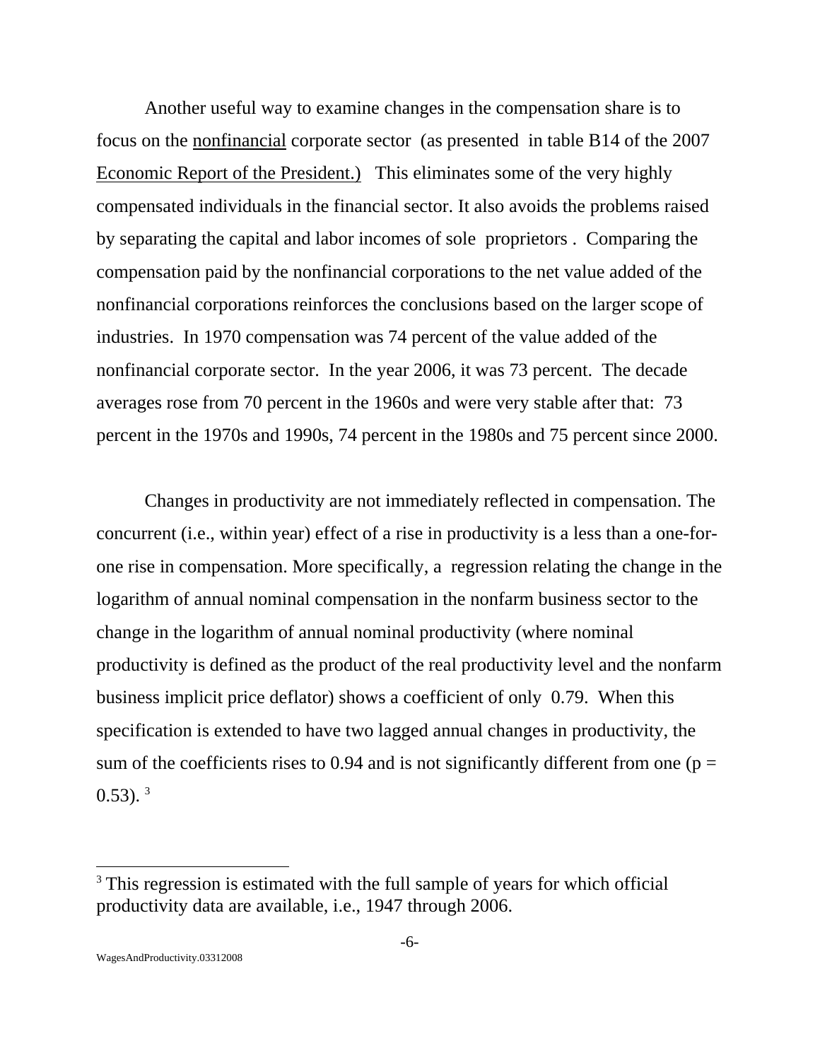Another useful way to examine changes in the compensation share is to focus on the nonfinancial corporate sector (as presented in table B14 of the 2007 Economic Report of the President.) This eliminates some of the very highly compensated individuals in the financial sector. It also avoids the problems raised by separating the capital and labor incomes of sole proprietors . Comparing the compensation paid by the nonfinancial corporations to the net value added of the nonfinancial corporations reinforces the conclusions based on the larger scope of industries. In 1970 compensation was 74 percent of the value added of the nonfinancial corporate sector. In the year 2006, it was 73 percent. The decade averages rose from 70 percent in the 1960s and were very stable after that: 73 percent in the 1970s and 1990s, 74 percent in the 1980s and 75 percent since 2000.

Changes in productivity are not immediately reflected in compensation. The concurrent (i.e., within year) effect of a rise in productivity is a less than a one-for-one rise in compensation. More specifically, a regression relating the change in the logarithm of annual nominal compensation in the nonfarm business sector to the change in the logarithm of annual nominal productivity (where nominal productivity is defined as the product of the real productivity level and the nonfarm business implicit price deflator) shows a coefficient of only 0.79. When this specification is extended to have two lagged annual changes in productivity, the sum of the coefficients rises to 0.94 and is not significantly different from one ($p = 0.53$). [3]

[3] This regression is estimated with the full sample of years for which official productivity data are available, i.e., 1947 through 2006.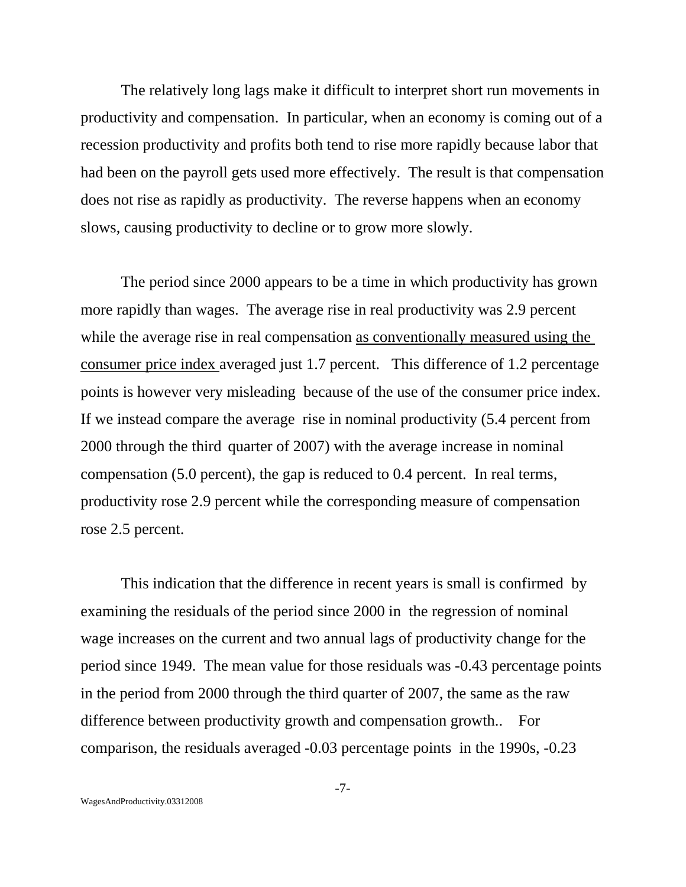The relatively long lags make it difficult to interpret short run movements in productivity and compensation. In particular, when an economy is coming out of a recession productivity and profits both tend to rise more rapidly because labor that had been on the payroll gets used more effectively. The result is that compensation does not rise as rapidly as productivity. The reverse happens when an economy slows, causing productivity to decline or to grow more slowly.

The period since 2000 appears to be a time in which productivity has grown more rapidly than wages. The average rise in real productivity was 2.9 percent while the average rise in real compensation <u>as conventionally measured using the consumer price index</u> averaged just 1.7 percent. This difference of 1.2 percentage points is however very misleading because of the use of the consumer price index. If we instead compare the average rise in nominal productivity (5.4 percent from 2000 through the third quarter of 2007) with the average increase in nominal compensation (5.0 percent), the gap is reduced to 0.4 percent. In real terms, productivity rose 2.9 percent while the corresponding measure of compensation rose 2.5 percent.

This indication that the difference in recent years is small is confirmed by examining the residuals of the period since 2000 in the regression of nominal wage increases on the current and two annual lags of productivity change for the period since 1949. The mean value for those residuals was -0.43 percentage points in the period from 2000 through the third quarter of 2007, the same as the raw difference between productivity growth and compensation growth.. For comparison, the residuals averaged -0.03 percentage points in the 1990s, -0.23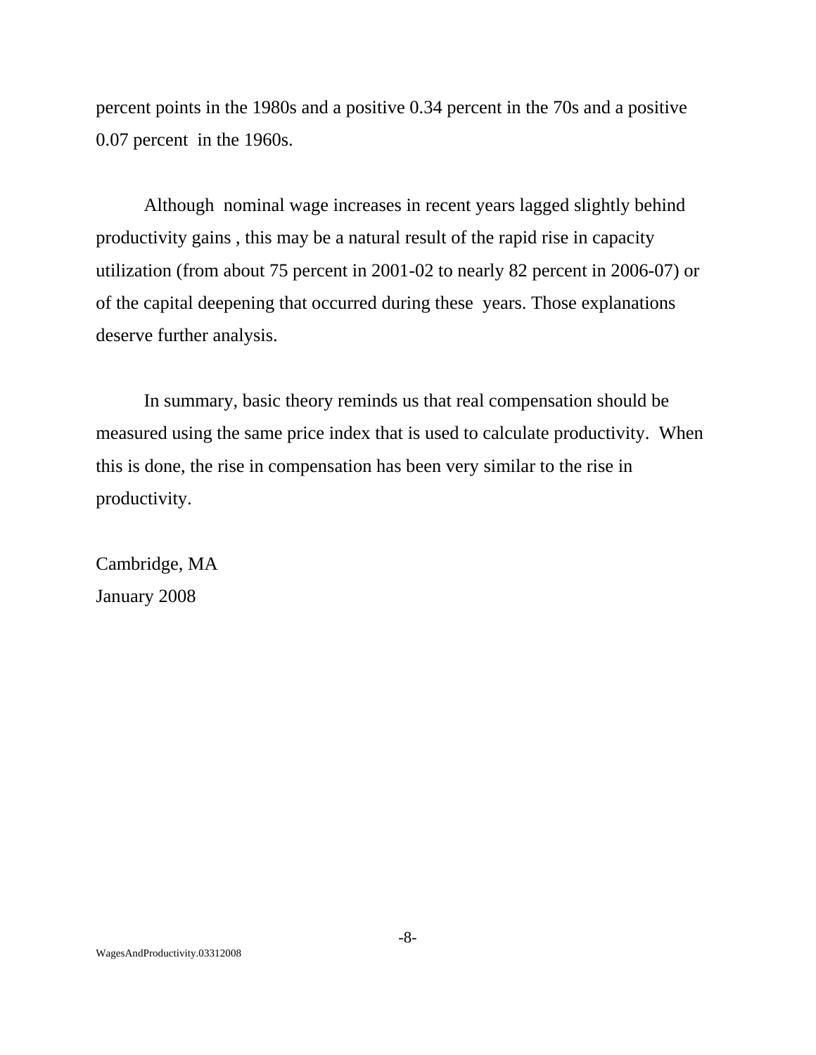percent points in the 1980s and a positive 0.34 percent in the 70s and a positive 0.07 percent in the 1960s.

Although nominal wage increases in recent years lagged slightly behind productivity gains , this may be a natural result of the rapid rise in capacity utilization (from about 75 percent in 2001-02 to nearly 82 percent in 2006-07) or of the capital deepening that occurred during these years. Those explanations deserve further analysis.

In summary, basic theory reminds us that real compensation should be measured using the same price index that is used to calculate productivity. When this is done, the rise in compensation has been very similar to the rise in productivity.

Cambridge, MA
January 2008